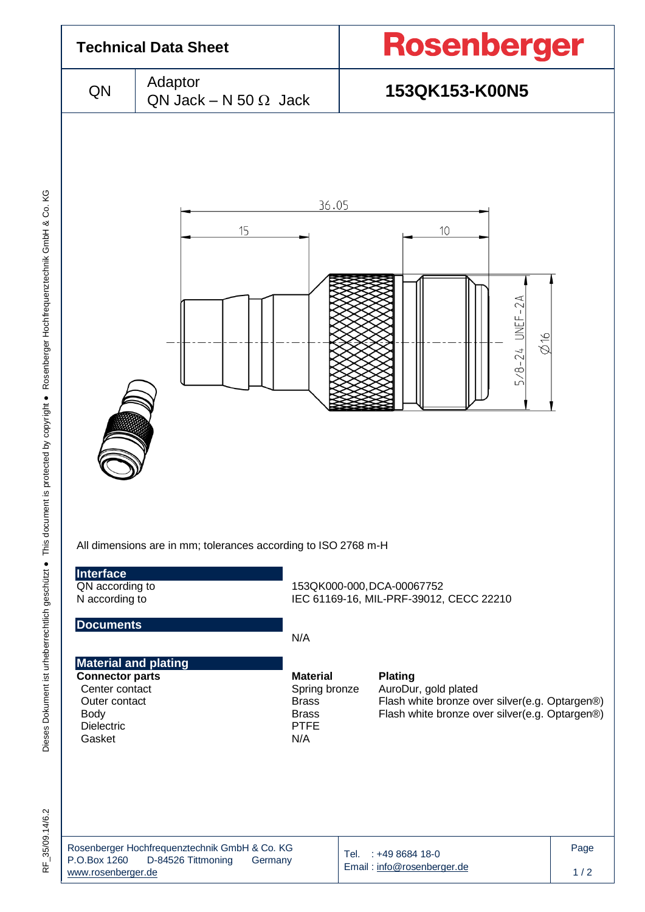# Technical Data Sheet

# Rosenberger

| QN | Adaptor QN Jack – N 50 Ω Jack | 153QK153-K00N5 |
|---|---|---|

36.05

15

10

5/8-24 UNEF-2A

Ø16

All dimensions are in mm; tolerances according to ISO 2768 m-H

## Interface

| | |
|---|---|
| QN according to | 153QK000-000, DCA-00067752 |
| N according to | IEC 61169-16, MIL-PRF-39012, CECC 22210 |

## Documents

N/A

## Material and plating

| Connector parts | Material | Plating |
|---|---|---|
| Center contact | Spring bronze | AuroDur, gold plated |
| Outer contact | Brass | Flash white bronze over silver(e.g. Optargen®) |
| Body | Brass | Flash white bronze over silver(e.g. Optargen®) |
| Dielectric | PTFE | |
| Gasket | N/A | |

Rosenberger Hochfrequenztechnik GmbH & Co. KG
P.O.Box 1260 D-84526 Tittmoning Germany
www.rosenberger.de

Tel. : +49 8684 18-0
Email : info@rosenberger.de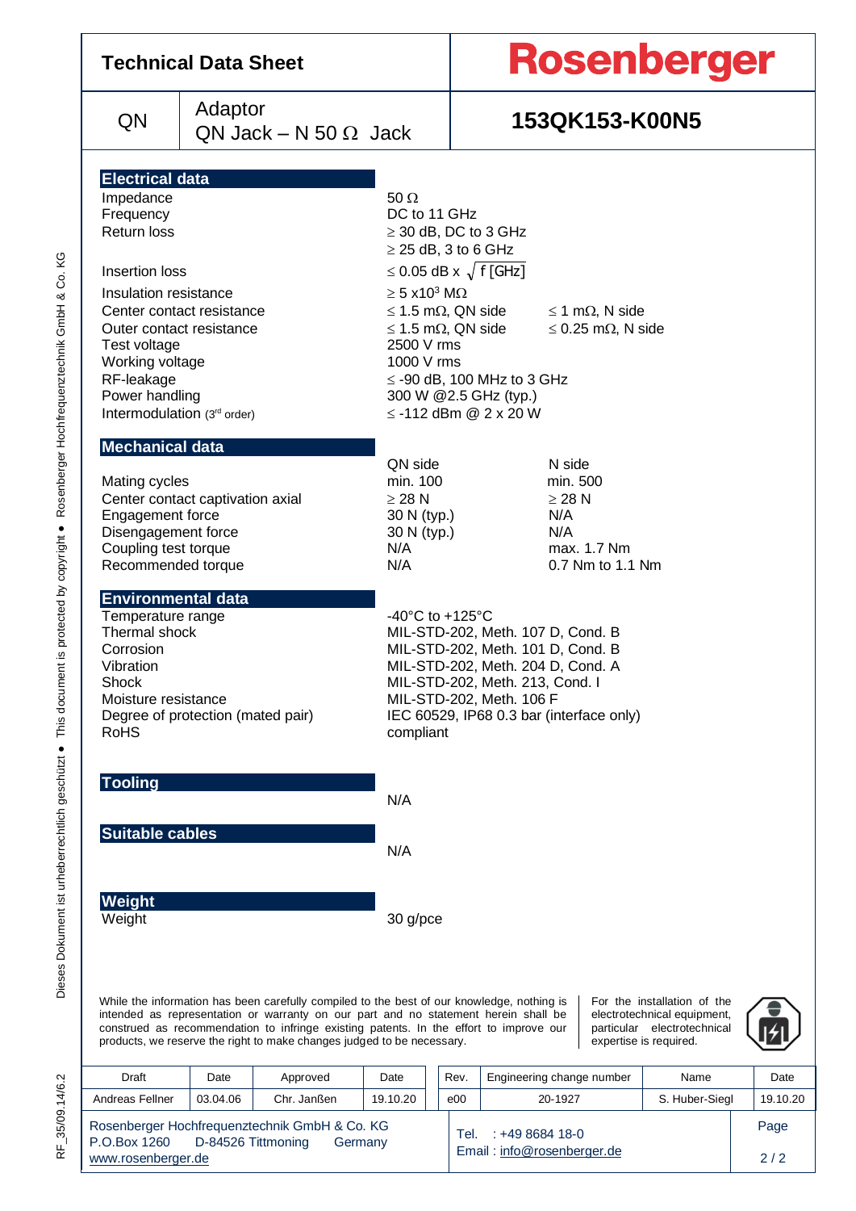# Technical Data Sheet

**Rosenberger**

| | | |
|---|---|---|
| QN | Adaptor<br>QN Jack – N 50 Ω Jack | **153QK153-K00N5** |

## Electrical data

| | | |
|---|---|---|
| Impedance | 50 Ω | |
| Frequency | DC to 11 GHz | |
| Return loss | ≥ 30 dB, DC to 3 GHz<br>≥ 25 dB, 3 to 6 GHz | |
| Insertion loss | $\leq 0.05\ \text{dB} \times \sqrt{f\,[\text{GHz}]}$ | |
| Insulation resistance | ≥ 5 x10³ MΩ | |
| Center contact resistance | ≤ 1.5 mΩ, QN side | ≤ 1 mΩ, N side |
| Outer contact resistance | ≤ 1.5 mΩ, QN side | ≤ 0.25 mΩ, N side |
| Test voltage | 2500 V rms | |
| Working voltage | 1000 V rms | |
| RF-leakage | ≤ -90 dB, 100 MHz to 3 GHz | |
| Power handling | 300 W @2.5 GHz (typ.) | |
| Intermodulation (3rd order) | ≤ -112 dBm @ 2 x 20 W | |

## Mechanical data

| | QN side | N side |
|---|---|---|
| Mating cycles | min. 100 | min. 500 |
| Center contact captivation axial | ≥ 28 N | ≥ 28 N |
| Engagement force | 30 N (typ.) | N/A |
| Disengagement force | 30 N (typ.) | N/A |
| Coupling test torque | N/A | max. 1.7 Nm |
| Recommended torque | N/A | 0.7 Nm to 1.1 Nm |

## Environmental data

| | |
|---|---|
| Temperature range | -40°C to +125°C |
| Thermal shock | MIL-STD-202, Meth. 107 D, Cond. B |
| Corrosion | MIL-STD-202, Meth. 101 D, Cond. B |
| Vibration | MIL-STD-202, Meth. 204 D, Cond. A |
| Shock | MIL-STD-202, Meth. 213, Cond. I |
| Moisture resistance | MIL-STD-202, Meth. 106 F |
| Degree of protection (mated pair) | IEC 60529, IP68 0.3 bar (interface only) |
| RoHS | compliant |

## Tooling

N/A

## Suitable cables

N/A

## Weight

| | |
|---|---|
| Weight | 30 g/pce |

While the information has been carefully compiled to the best of our knowledge, nothing is intended as representation or warranty on our part and no statement herein shall be construed as recommendation to infringe existing patents. In the effort to improve our products, we reserve the right to make changes judged to be necessary.

For the installation of the electrotechnical equipment, particular electrotechnical expertise is required.

| Draft | Date | Approved | Date | Rev. | Engineering change number | Name | Date |
|---|---|---|---|---|---|---|---|
| Andreas Fellner | 03.04.06 | Chr. Janßen | 19.10.20 | e00 | 20-1927 | S. Huber-Siegl | 19.10.20 |

Rosenberger Hochfrequenztechnik GmbH & Co. KG
P.O.Box 1260 D-84526 Tittmoning Germany
www.rosenberger.de

Tel. : +49 8684 18-0
Email : info@rosenberger.de

RF_35/09.14/6.2

Dieses Dokument ist urheberrechtlich geschützt ● This document is protected by copyright ● Rosenberger Hochfrequenztechnik GmbH & Co. KG